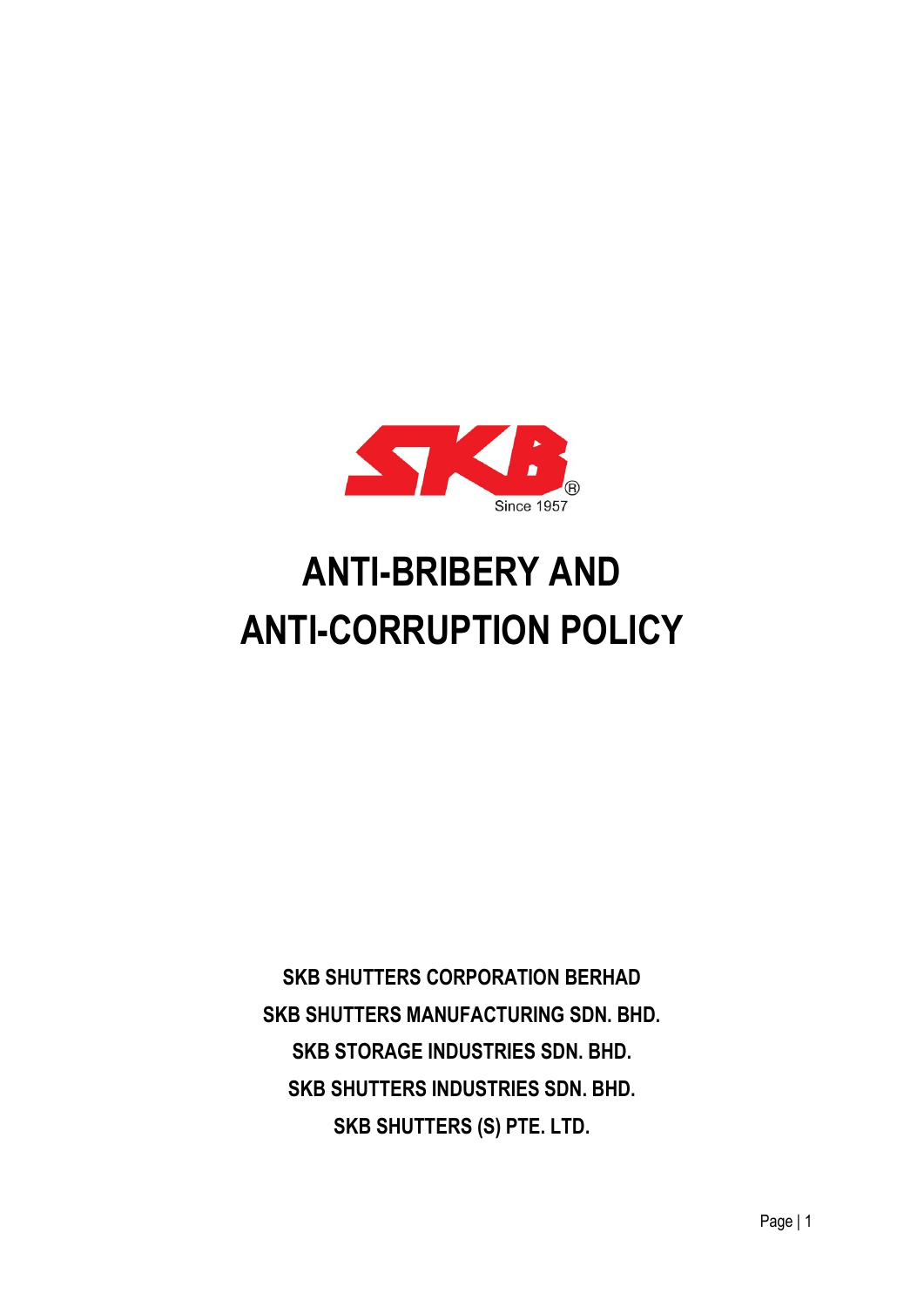SKB

Since 1957

# ANTI-BRIBERY AND ANTI-CORRUPTION POLICY

**SKB SHUTTERS CORPORATION BERHAD**

**SKB SHUTTERS MANUFACTURING SDN. BHD.**

**SKB STORAGE INDUSTRIES SDN. BHD.**

**SKB SHUTTERS INDUSTRIES SDN. BHD.**

**SKB SHUTTERS (S) PTE. LTD.**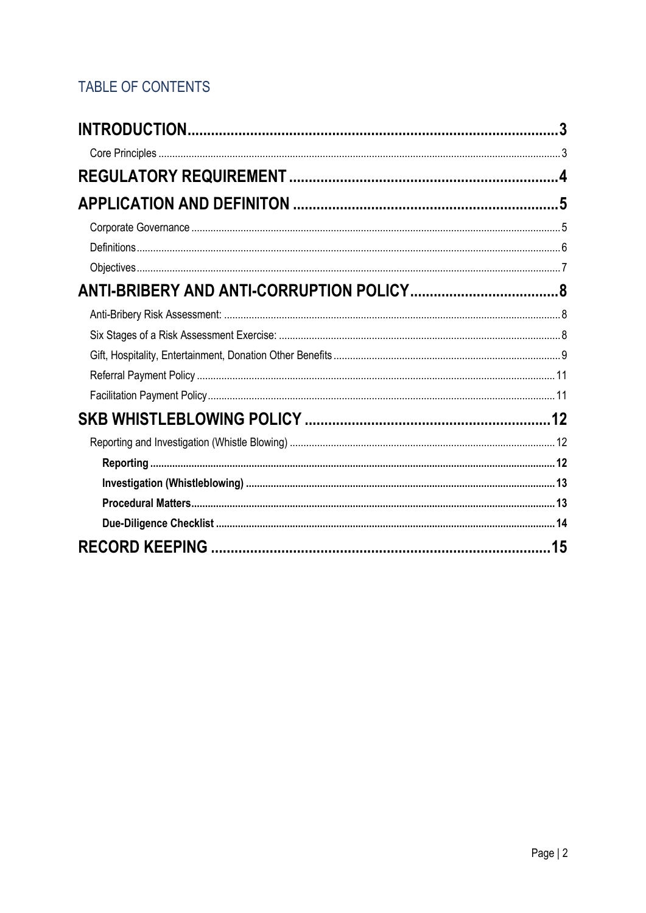## TABLE OF CONTENTS

| | |
|---|---|
| **INTRODUCTION** | **3** |
| Core Principles | 3 |
| **REGULATORY REQUIREMENT** | **4** |
| **APPLICATION AND DEFINITON** | **5** |
| Corporate Governance | 5 |
| Definitions | 6 |
| Objectives | 7 |
| **ANTI-BRIBERY AND ANTI-CORRUPTION POLICY** | **8** |
| Anti-Bribery Risk Assessment: | 8 |
| Six Stages of a Risk Assessment Exercise: | 8 |
| Gift, Hospitality, Entertainment, Donation Other Benefits | 9 |
| Referral Payment Policy | 11 |
| Facilitation Payment Policy | 11 |
| **SKB WHISTLEBLOWING POLICY** | **12** |
| Reporting and Investigation (Whistle Blowing) | 12 |
| **Reporting** | **12** |
| **Investigation (Whistleblowing)** | **13** |
| **Procedural Matters** | **13** |
| **Due-Diligence Checklist** | **14** |
| **RECORD KEEPING** | **15** |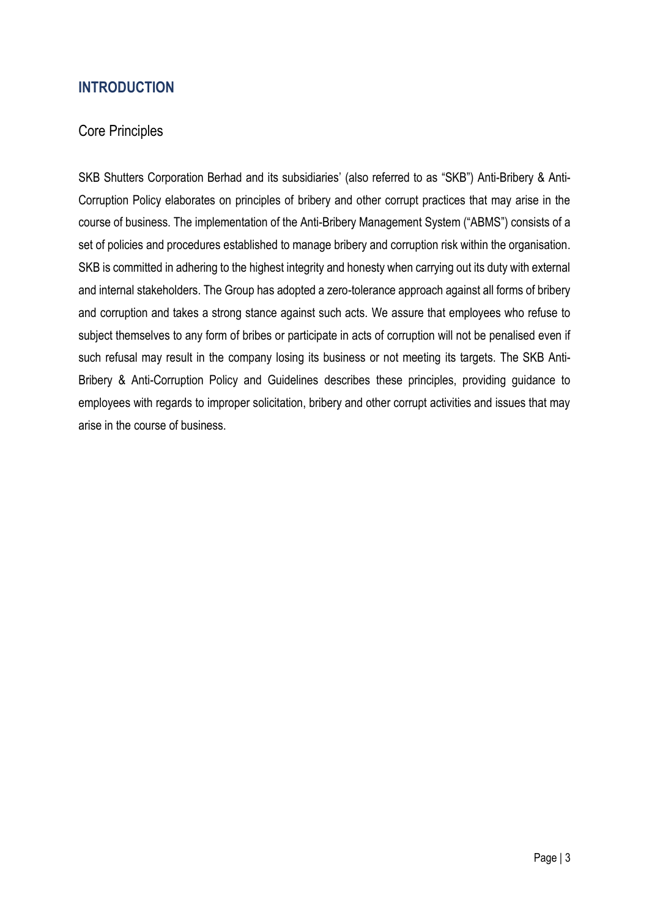# INTRODUCTION

## Core Principles

SKB Shutters Corporation Berhad and its subsidiaries' (also referred to as "SKB") Anti-Bribery & Anti-Corruption Policy elaborates on principles of bribery and other corrupt practices that may arise in the course of business. The implementation of the Anti-Bribery Management System ("ABMS") consists of a set of policies and procedures established to manage bribery and corruption risk within the organisation. SKB is committed in adhering to the highest integrity and honesty when carrying out its duty with external and internal stakeholders. The Group has adopted a zero-tolerance approach against all forms of bribery and corruption and takes a strong stance against such acts. We assure that employees who refuse to subject themselves to any form of bribes or participate in acts of corruption will not be penalised even if such refusal may result in the company losing its business or not meeting its targets. The SKB Anti-Bribery & Anti-Corruption Policy and Guidelines describes these principles, providing guidance to employees with regards to improper solicitation, bribery and other corrupt activities and issues that may arise in the course of business.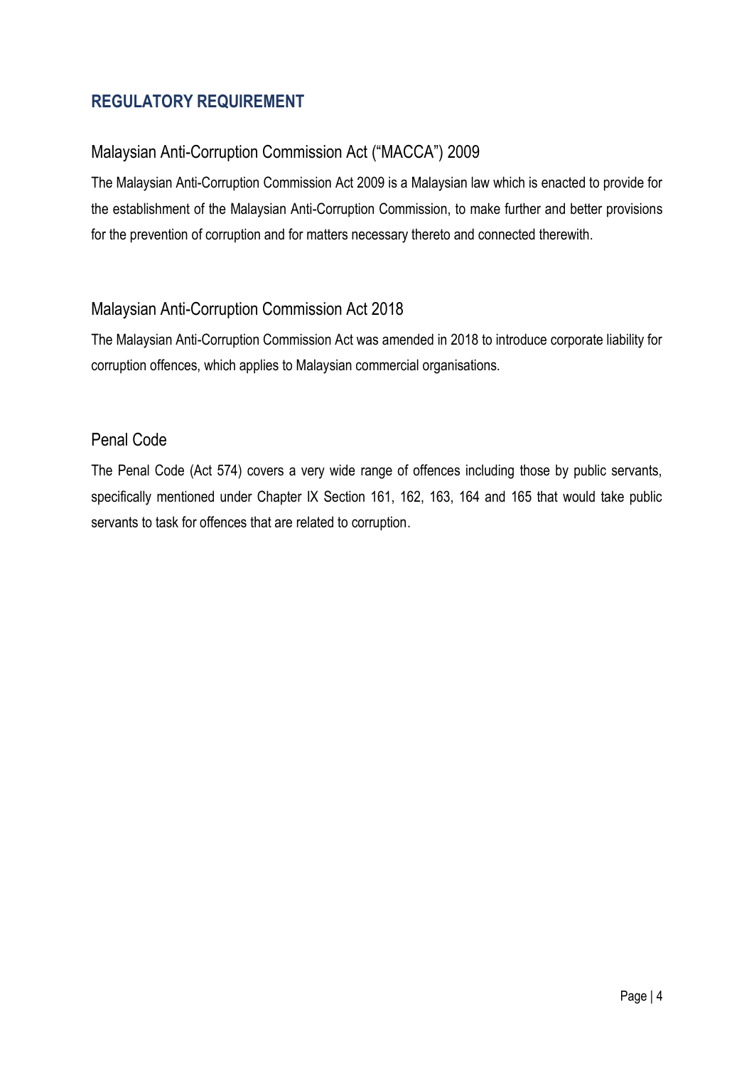## REGULATORY REQUIREMENT

### Malaysian Anti-Corruption Commission Act ("MACCA") 2009

The Malaysian Anti-Corruption Commission Act 2009 is a Malaysian law which is enacted to provide for the establishment of the Malaysian Anti-Corruption Commission, to make further and better provisions for the prevention of corruption and for matters necessary thereto and connected therewith.

### Malaysian Anti-Corruption Commission Act 2018

The Malaysian Anti-Corruption Commission Act was amended in 2018 to introduce corporate liability for corruption offences, which applies to Malaysian commercial organisations.

### Penal Code

The Penal Code (Act 574) covers a very wide range of offences including those by public servants, specifically mentioned under Chapter IX Section 161, 162, 163, 164 and 165 that would take public servants to task for offences that are related to corruption.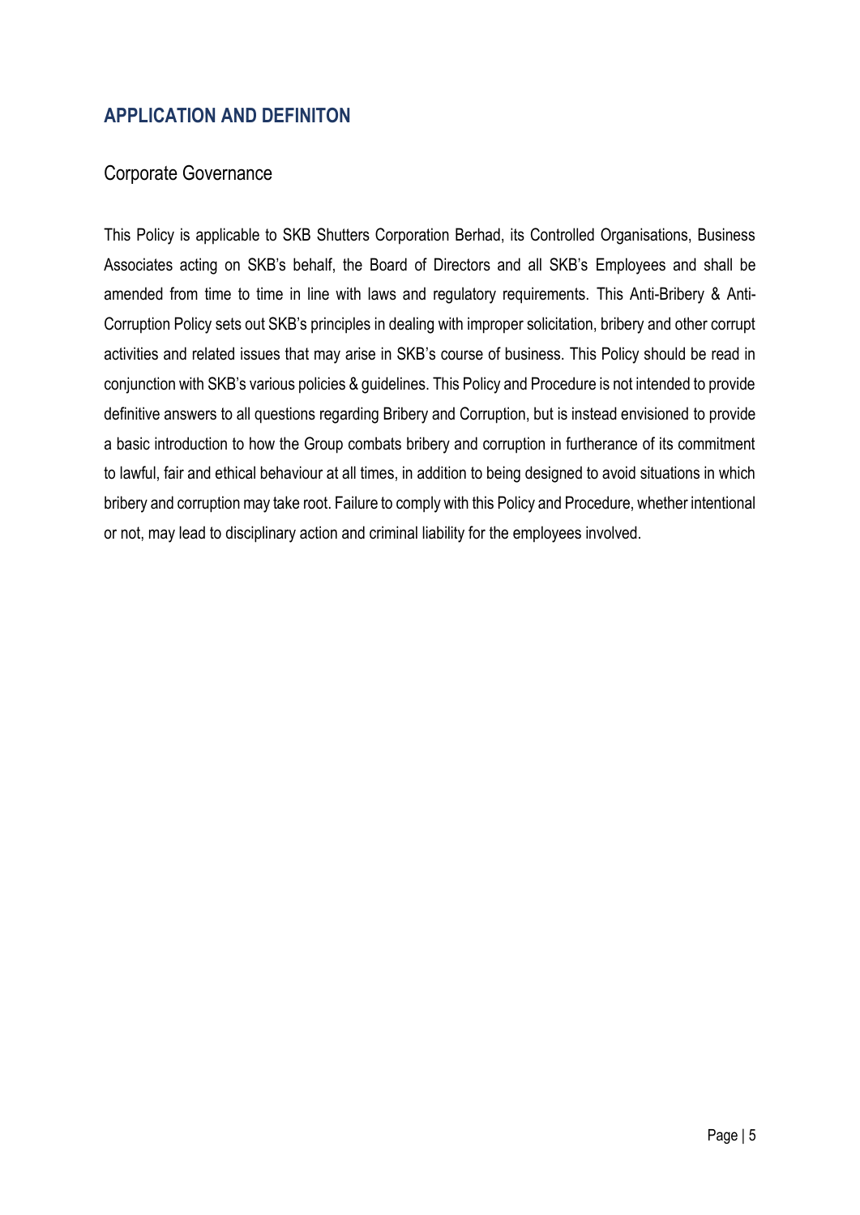## APPLICATION AND DEFINITON

### Corporate Governance

This Policy is applicable to SKB Shutters Corporation Berhad, its Controlled Organisations, Business Associates acting on SKB's behalf, the Board of Directors and all SKB's Employees and shall be amended from time to time in line with laws and regulatory requirements. This Anti-Bribery & Anti-Corruption Policy sets out SKB's principles in dealing with improper solicitation, bribery and other corrupt activities and related issues that may arise in SKB's course of business. This Policy should be read in conjunction with SKB's various policies & guidelines. This Policy and Procedure is not intended to provide definitive answers to all questions regarding Bribery and Corruption, but is instead envisioned to provide a basic introduction to how the Group combats bribery and corruption in furtherance of its commitment to lawful, fair and ethical behaviour at all times, in addition to being designed to avoid situations in which bribery and corruption may take root. Failure to comply with this Policy and Procedure, whether intentional or not, may lead to disciplinary action and criminal liability for the employees involved.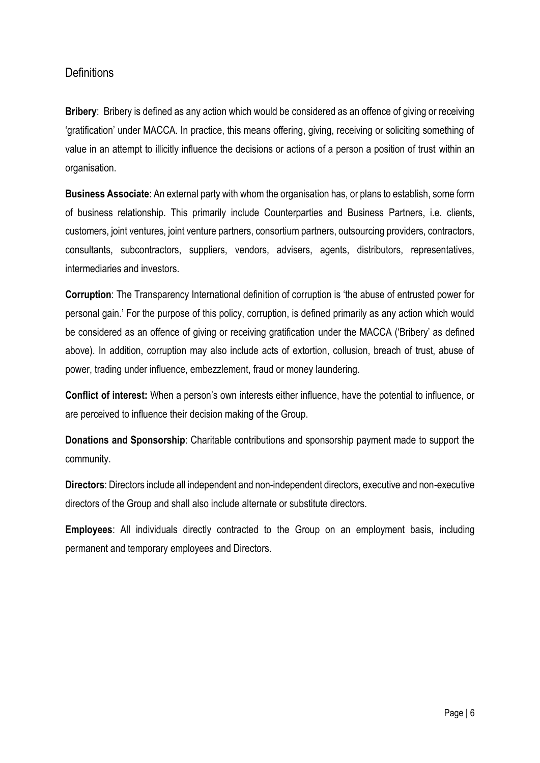## Definitions

**Bribery**: Bribery is defined as any action which would be considered as an offence of giving or receiving 'gratification' under MACCA. In practice, this means offering, giving, receiving or soliciting something of value in an attempt to illicitly influence the decisions or actions of a person a position of trust within an organisation.

**Business Associate**: An external party with whom the organisation has, or plans to establish, some form of business relationship. This primarily include Counterparties and Business Partners, i.e. clients, customers, joint ventures, joint venture partners, consortium partners, outsourcing providers, contractors, consultants, subcontractors, suppliers, vendors, advisers, agents, distributors, representatives, intermediaries and investors.

**Corruption**: The Transparency International definition of corruption is 'the abuse of entrusted power for personal gain.' For the purpose of this policy, corruption, is defined primarily as any action which would be considered as an offence of giving or receiving gratification under the MACCA ('Bribery' as defined above). In addition, corruption may also include acts of extortion, collusion, breach of trust, abuse of power, trading under influence, embezzlement, fraud or money laundering.

**Conflict of interest:** When a person's own interests either influence, have the potential to influence, or are perceived to influence their decision making of the Group.

**Donations and Sponsorship**: Charitable contributions and sponsorship payment made to support the community.

**Directors**: Directors include all independent and non-independent directors, executive and non-executive directors of the Group and shall also include alternate or substitute directors.

**Employees**: All individuals directly contracted to the Group on an employment basis, including permanent and temporary employees and Directors.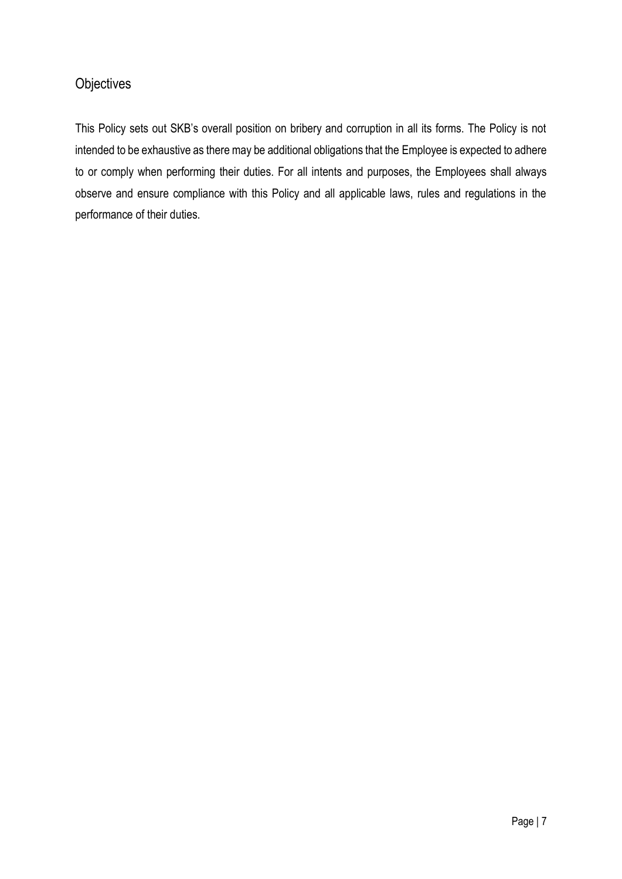## Objectives

This Policy sets out SKB's overall position on bribery and corruption in all its forms. The Policy is not intended to be exhaustive as there may be additional obligations that the Employee is expected to adhere to or comply when performing their duties. For all intents and purposes, the Employees shall always observe and ensure compliance with this Policy and all applicable laws, rules and regulations in the performance of their duties.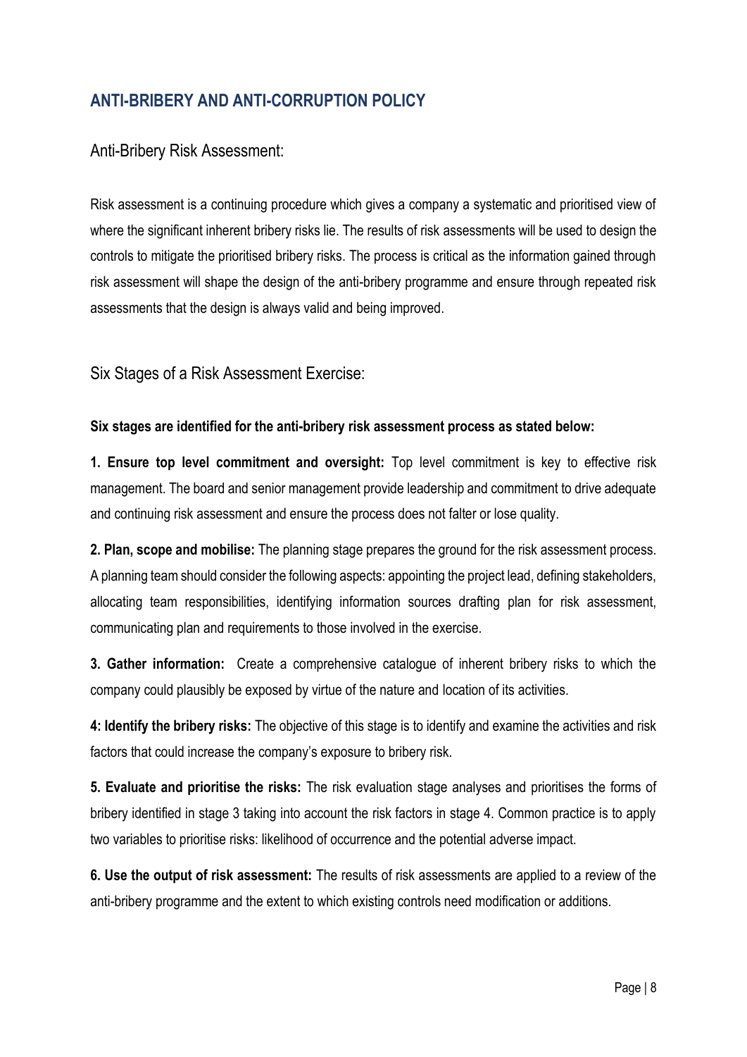## ANTI-BRIBERY AND ANTI-CORRUPTION POLICY

### Anti-Bribery Risk Assessment:

Risk assessment is a continuing procedure which gives a company a systematic and prioritised view of where the significant inherent bribery risks lie. The results of risk assessments will be used to design the controls to mitigate the prioritised bribery risks. The process is critical as the information gained through risk assessment will shape the design of the anti-bribery programme and ensure through repeated risk assessments that the design is always valid and being improved.

### Six Stages of a Risk Assessment Exercise:

**Six stages are identified for the anti-bribery risk assessment process as stated below:**

**1. Ensure top level commitment and oversight:** Top level commitment is key to effective risk management. The board and senior management provide leadership and commitment to drive adequate and continuing risk assessment and ensure the process does not falter or lose quality.

**2. Plan, scope and mobilise:** The planning stage prepares the ground for the risk assessment process. A planning team should consider the following aspects: appointing the project lead, defining stakeholders, allocating team responsibilities, identifying information sources drafting plan for risk assessment, communicating plan and requirements to those involved in the exercise.

**3. Gather information:** Create a comprehensive catalogue of inherent bribery risks to which the company could plausibly be exposed by virtue of the nature and location of its activities.

**4: Identify the bribery risks:** The objective of this stage is to identify and examine the activities and risk factors that could increase the company's exposure to bribery risk.

**5. Evaluate and prioritise the risks:** The risk evaluation stage analyses and prioritises the forms of bribery identified in stage 3 taking into account the risk factors in stage 4. Common practice is to apply two variables to prioritise risks: likelihood of occurrence and the potential adverse impact.

**6. Use the output of risk assessment:** The results of risk assessments are applied to a review of the anti-bribery programme and the extent to which existing controls need modification or additions.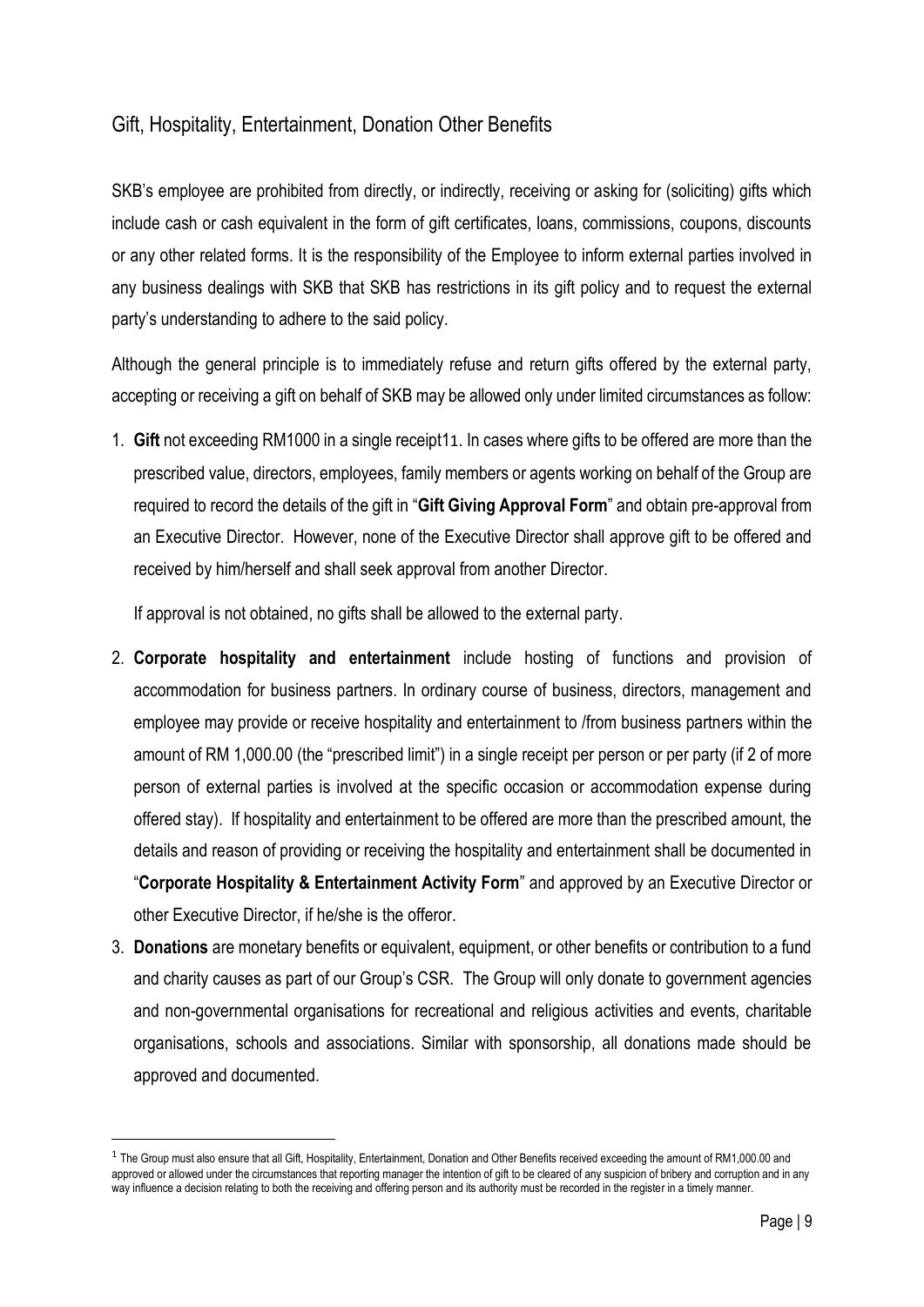## Gift, Hospitality, Entertainment, Donation Other Benefits

SKB's employee are prohibited from directly, or indirectly, receiving or asking for (soliciting) gifts which include cash or cash equivalent in the form of gift certificates, loans, commissions, coupons, discounts or any other related forms. It is the responsibility of the Employee to inform external parties involved in any business dealings with SKB that SKB has restrictions in its gift policy and to request the external party's understanding to adhere to the said policy.

Although the general principle is to immediately refuse and return gifts offered by the external party, accepting or receiving a gift on behalf of SKB may be allowed only under limited circumstances as follow:

1. **Gift** not exceeding RM1000 in a single receipt1[1]. In cases where gifts to be offered are more than the prescribed value, directors, employees, family members or agents working on behalf of the Group are required to record the details of the gift in "**Gift Giving Approval Form**" and obtain pre-approval from an Executive Director. However, none of the Executive Director shall approve gift to be offered and received by him/herself and shall seek approval from another Director.

   If approval is not obtained, no gifts shall be allowed to the external party.

2. **Corporate hospitality and entertainment** include hosting of functions and provision of accommodation for business partners. In ordinary course of business, directors, management and employee may provide or receive hospitality and entertainment to /from business partners within the amount of RM 1,000.00 (the "prescribed limit") in a single receipt per person or per party (if 2 of more person of external parties is involved at the specific occasion or accommodation expense during offered stay). If hospitality and entertainment to be offered are more than the prescribed amount, the details and reason of providing or receiving the hospitality and entertainment shall be documented in "**Corporate Hospitality & Entertainment Activity Form**" and approved by an Executive Director or other Executive Director, if he/she is the offeror.

3. **Donations** are monetary benefits or equivalent, equipment, or other benefits or contribution to a fund and charity causes as part of our Group's CSR. The Group will only donate to government agencies and non-governmental organisations for recreational and religious activities and events, charitable organisations, schools and associations. Similar with sponsorship, all donations made should be approved and documented.

---

[1] The Group must also ensure that all Gift, Hospitality, Entertainment, Donation and Other Benefits received exceeding the amount of RM1,000.00 and approved or allowed under the circumstances that reporting manager the intention of gift to be cleared of any suspicion of bribery and corruption and in any way influence a decision relating to both the receiving and offering person and its authority must be recorded in the register in a timely manner.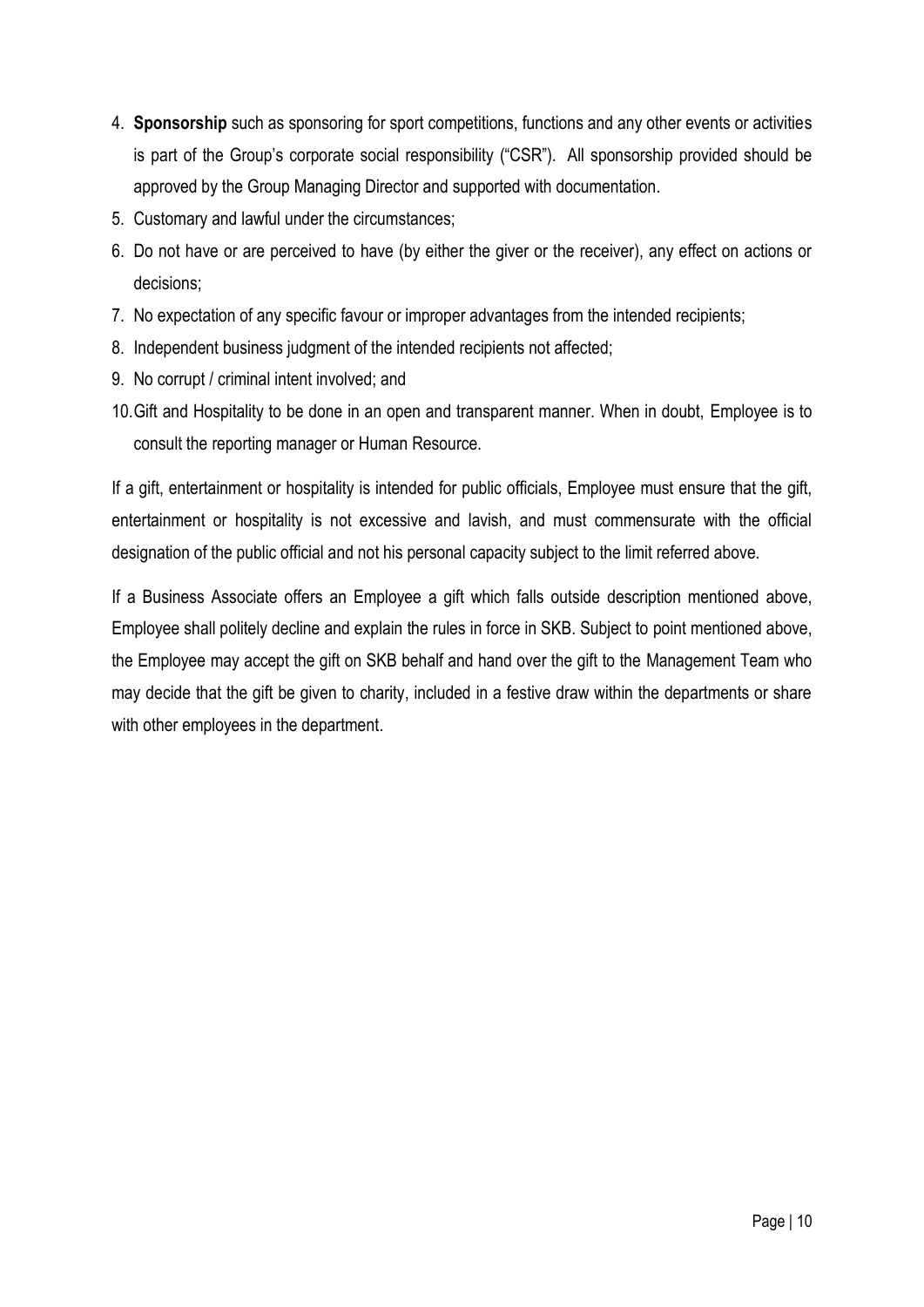4. **Sponsorship** such as sponsoring for sport competitions, functions and any other events or activities is part of the Group's corporate social responsibility ("CSR"). All sponsorship provided should be approved by the Group Managing Director and supported with documentation.
5. Customary and lawful under the circumstances;
6. Do not have or are perceived to have (by either the giver or the receiver), any effect on actions or decisions;
7. No expectation of any specific favour or improper advantages from the intended recipients;
8. Independent business judgment of the intended recipients not affected;
9. No corrupt / criminal intent involved; and
10. Gift and Hospitality to be done in an open and transparent manner. When in doubt, Employee is to consult the reporting manager or Human Resource.

If a gift, entertainment or hospitality is intended for public officials, Employee must ensure that the gift, entertainment or hospitality is not excessive and lavish, and must commensurate with the official designation of the public official and not his personal capacity subject to the limit referred above.

If a Business Associate offers an Employee a gift which falls outside description mentioned above, Employee shall politely decline and explain the rules in force in SKB. Subject to point mentioned above, the Employee may accept the gift on SKB behalf and hand over the gift to the Management Team who may decide that the gift be given to charity, included in a festive draw within the departments or share with other employees in the department.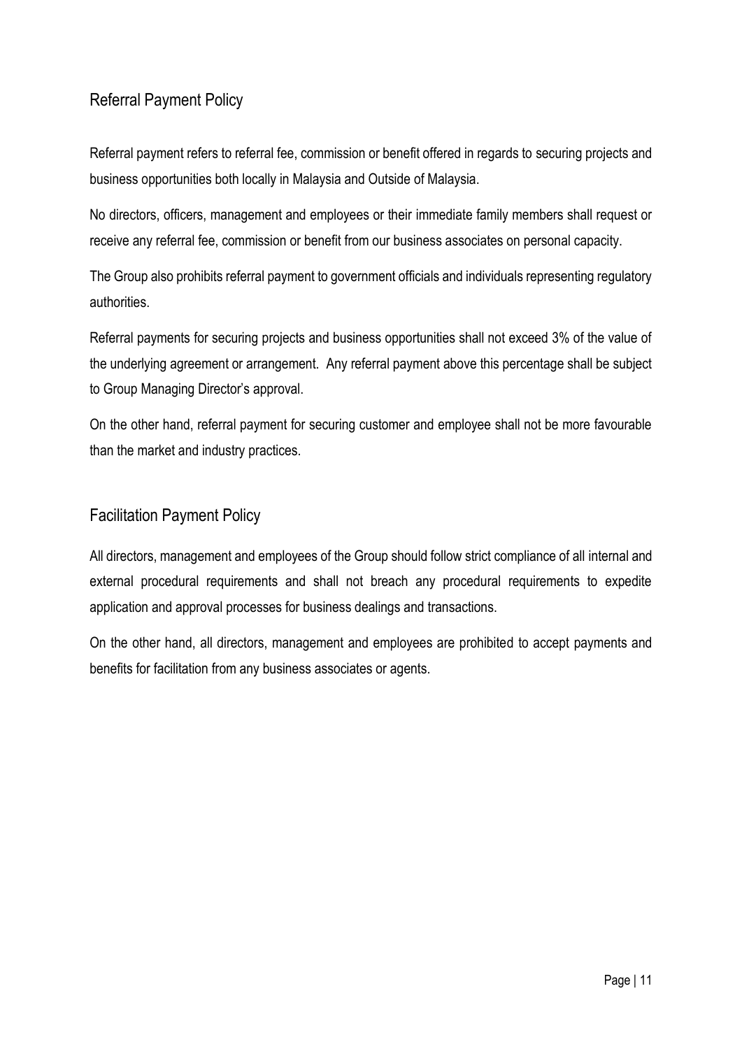## Referral Payment Policy

Referral payment refers to referral fee, commission or benefit offered in regards to securing projects and business opportunities both locally in Malaysia and Outside of Malaysia.

No directors, officers, management and employees or their immediate family members shall request or receive any referral fee, commission or benefit from our business associates on personal capacity.

The Group also prohibits referral payment to government officials and individuals representing regulatory authorities.

Referral payments for securing projects and business opportunities shall not exceed 3% of the value of the underlying agreement or arrangement. Any referral payment above this percentage shall be subject to Group Managing Director's approval.

On the other hand, referral payment for securing customer and employee shall not be more favourable than the market and industry practices.

## Facilitation Payment Policy

All directors, management and employees of the Group should follow strict compliance of all internal and external procedural requirements and shall not breach any procedural requirements to expedite application and approval processes for business dealings and transactions.

On the other hand, all directors, management and employees are prohibited to accept payments and benefits for facilitation from any business associates or agents.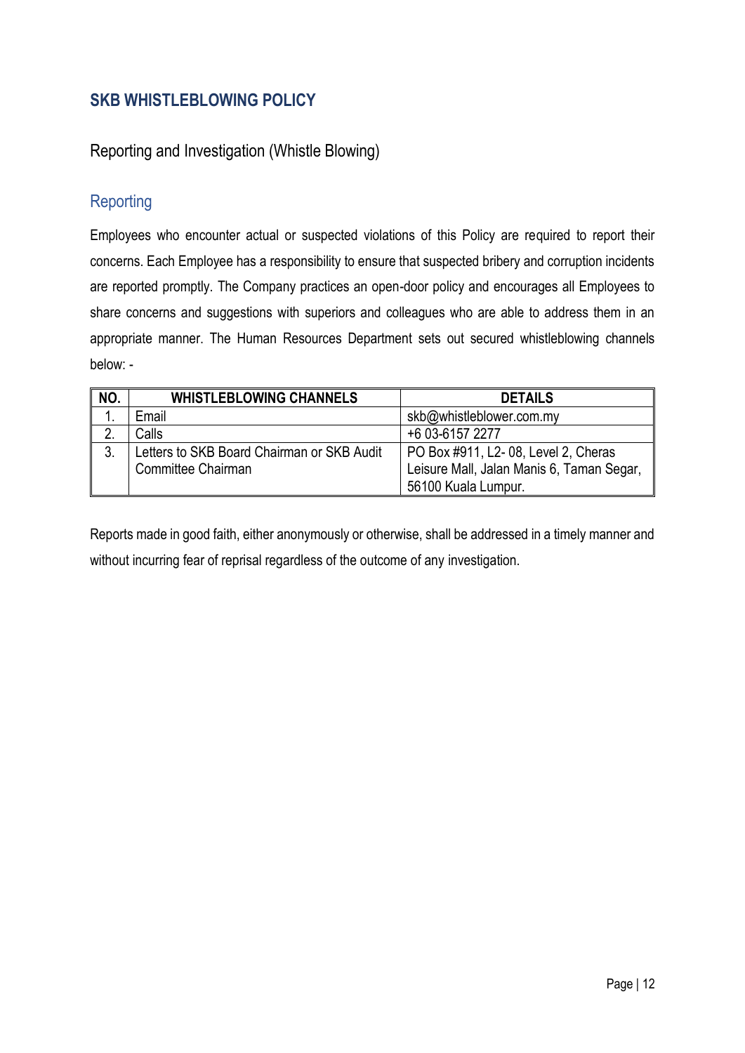## SKB WHISTLEBLOWING POLICY

Reporting and Investigation (Whistle Blowing)

### Reporting

Employees who encounter actual or suspected violations of this Policy are required to report their concerns. Each Employee has a responsibility to ensure that suspected bribery and corruption incidents are reported promptly. The Company practices an open-door policy and encourages all Employees to share concerns and suggestions with superiors and colleagues who are able to address them in an appropriate manner. The Human Resources Department sets out secured whistleblowing channels below: -

| NO. | WHISTLEBLOWING CHANNELS | DETAILS |
| --- | --- | --- |
| 1. | Email | skb@whistleblower.com.my |
| 2. | Calls | +6 03-6157 2277 |
| 3. | Letters to SKB Board Chairman or SKB Audit Committee Chairman | PO Box #911, L2- 08, Level 2, Cheras Leisure Mall, Jalan Manis 6, Taman Segar, 56100 Kuala Lumpur. |

Reports made in good faith, either anonymously or otherwise, shall be addressed in a timely manner and without incurring fear of reprisal regardless of the outcome of any investigation.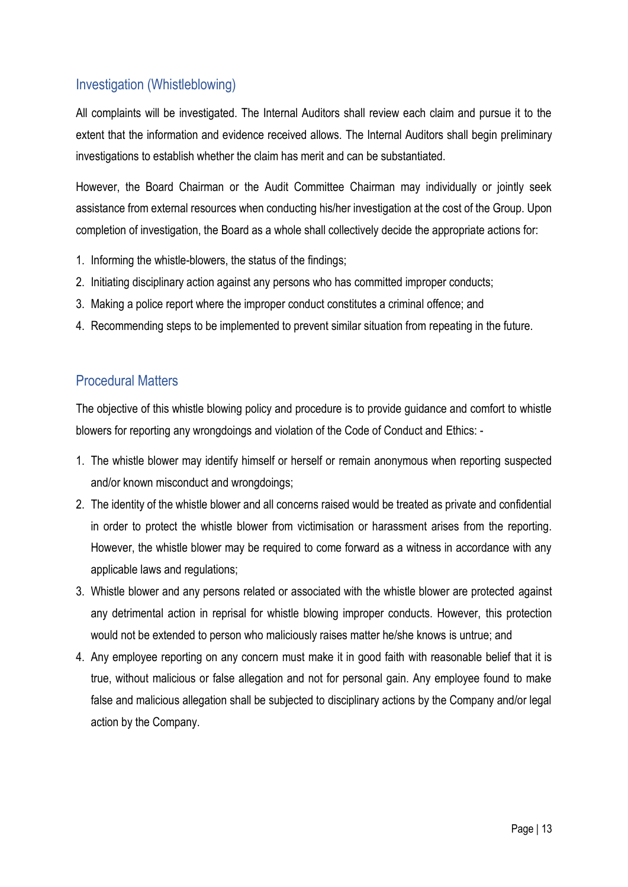## Investigation (Whistleblowing)

All complaints will be investigated. The Internal Auditors shall review each claim and pursue it to the extent that the information and evidence received allows. The Internal Auditors shall begin preliminary investigations to establish whether the claim has merit and can be substantiated.

However, the Board Chairman or the Audit Committee Chairman may individually or jointly seek assistance from external resources when conducting his/her investigation at the cost of the Group. Upon completion of investigation, the Board as a whole shall collectively decide the appropriate actions for:

1. Informing the whistle-blowers, the status of the findings;
2. Initiating disciplinary action against any persons who has committed improper conducts;
3. Making a police report where the improper conduct constitutes a criminal offence; and
4. Recommending steps to be implemented to prevent similar situation from repeating in the future.

## Procedural Matters

The objective of this whistle blowing policy and procedure is to provide guidance and comfort to whistle blowers for reporting any wrongdoings and violation of the Code of Conduct and Ethics: -

1. The whistle blower may identify himself or herself or remain anonymous when reporting suspected and/or known misconduct and wrongdoings;
2. The identity of the whistle blower and all concerns raised would be treated as private and confidential in order to protect the whistle blower from victimisation or harassment arises from the reporting. However, the whistle blower may be required to come forward as a witness in accordance with any applicable laws and regulations;
3. Whistle blower and any persons related or associated with the whistle blower are protected against any detrimental action in reprisal for whistle blowing improper conducts. However, this protection would not be extended to person who maliciously raises matter he/she knows is untrue; and
4. Any employee reporting on any concern must make it in good faith with reasonable belief that it is true, without malicious or false allegation and not for personal gain. Any employee found to make false and malicious allegation shall be subjected to disciplinary actions by the Company and/or legal action by the Company.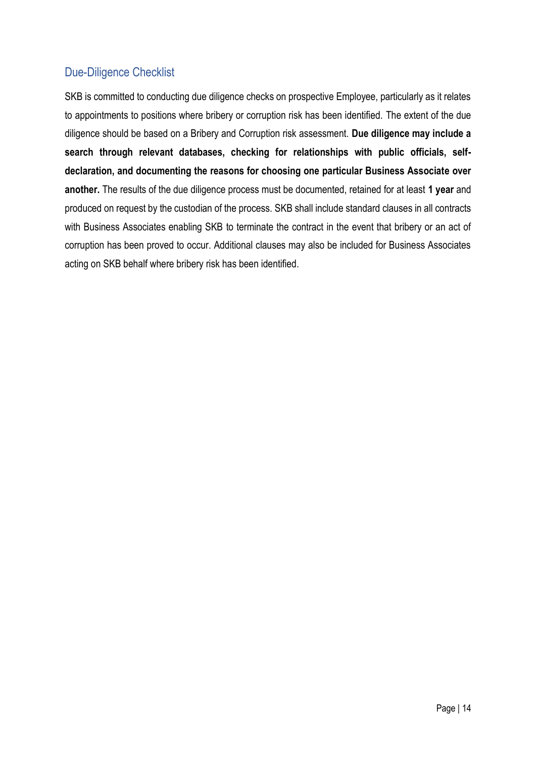## Due-Diligence Checklist

SKB is committed to conducting due diligence checks on prospective Employee, particularly as it relates to appointments to positions where bribery or corruption risk has been identified. The extent of the due diligence should be based on a Bribery and Corruption risk assessment. **Due diligence may include a search through relevant databases, checking for relationships with public officials, self-declaration, and documenting the reasons for choosing one particular Business Associate over another.** The results of the due diligence process must be documented, retained for at least **1 year** and produced on request by the custodian of the process. SKB shall include standard clauses in all contracts with Business Associates enabling SKB to terminate the contract in the event that bribery or an act of corruption has been proved to occur. Additional clauses may also be included for Business Associates acting on SKB behalf where bribery risk has been identified.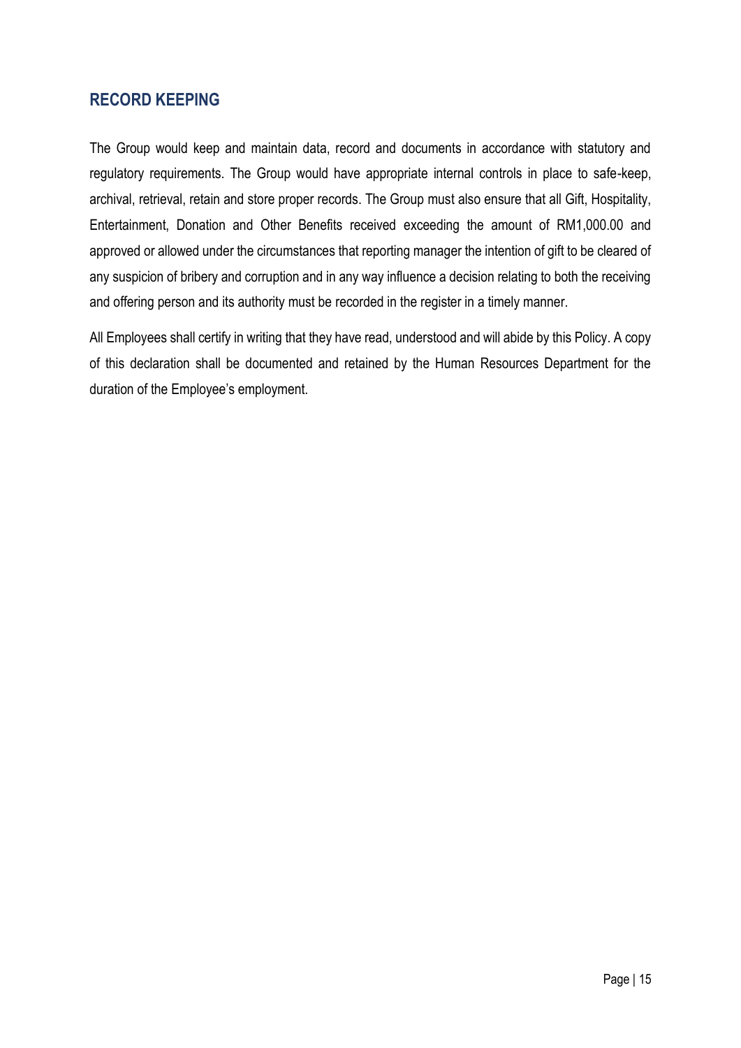## RECORD KEEPING

The Group would keep and maintain data, record and documents in accordance with statutory and regulatory requirements. The Group would have appropriate internal controls in place to safe-keep, archival, retrieval, retain and store proper records. The Group must also ensure that all Gift, Hospitality, Entertainment, Donation and Other Benefits received exceeding the amount of RM1,000.00 and approved or allowed under the circumstances that reporting manager the intention of gift to be cleared of any suspicion of bribery and corruption and in any way influence a decision relating to both the receiving and offering person and its authority must be recorded in the register in a timely manner.

All Employees shall certify in writing that they have read, understood and will abide by this Policy. A copy of this declaration shall be documented and retained by the Human Resources Department for the duration of the Employee's employment.